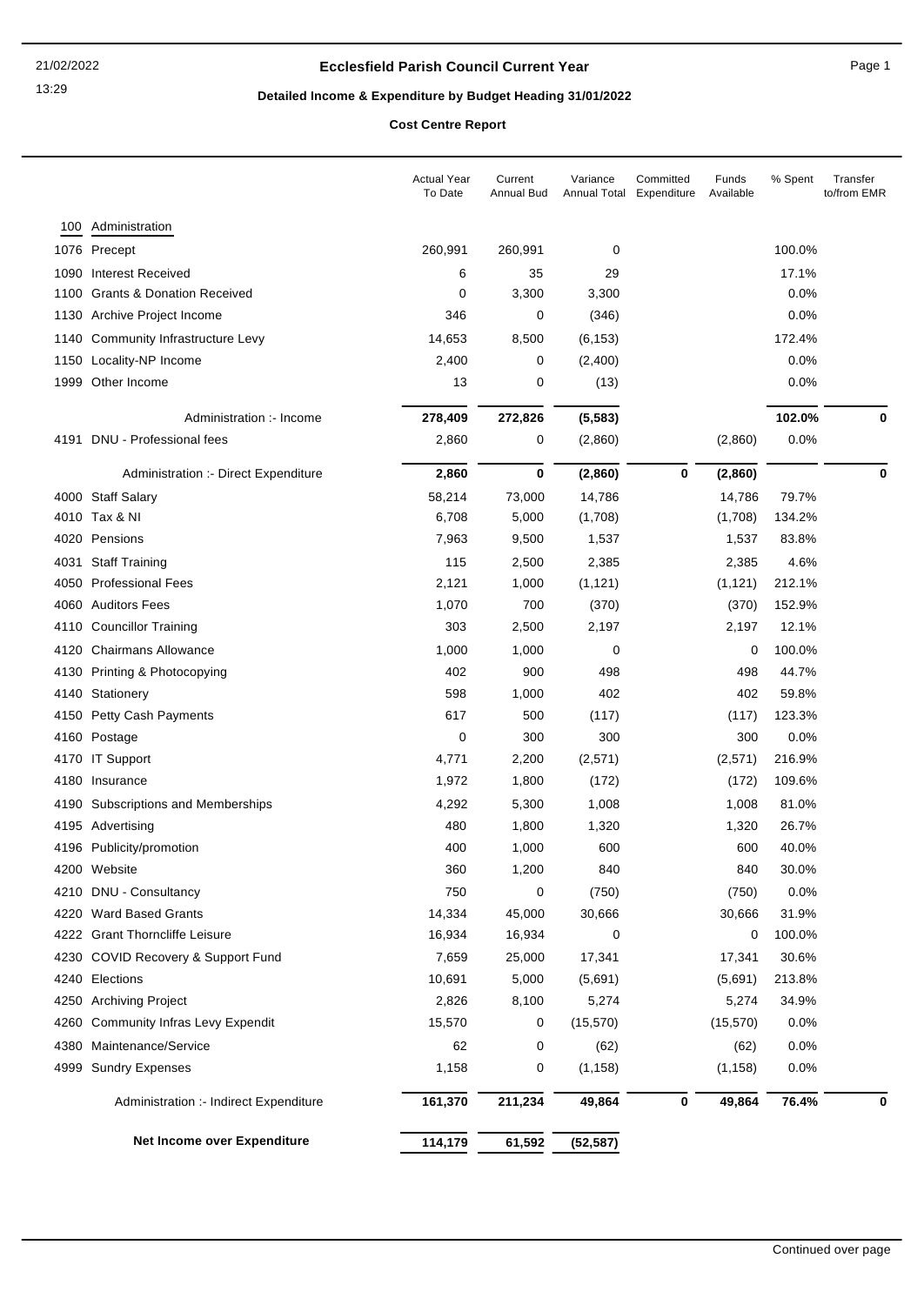# Ecclesfield Parish Council Current Year

## Detailed Income & Expenditure by Budget Heading 31/01/2022

### Cost Centre Report

| | | Actual Year To Date | Current Annual Bud | Variance Annual Total | Committed Expenditure | Funds Available | % Spent | Transfer to/from EMR |
|---|---|---|---|---|---|---|---|---|
| 100 | Administration | | | | | | | |
| 1076 | Precept | 260,991 | 260,991 | 0 | | | 100.0% | |
| 1090 | Interest Received | 6 | 35 | 29 | | | 17.1% | |
| 1100 | Grants & Donation Received | 0 | 3,300 | 3,300 | | | 0.0% | |
| 1130 | Archive Project Income | 346 | 0 | (346) | | | 0.0% | |
| 1140 | Community Infrastructure Levy | 14,653 | 8,500 | (6,153) | | | 172.4% | |
| 1150 | Locality-NP Income | 2,400 | 0 | (2,400) | | | 0.0% | |
| 1999 | Other Income | 13 | 0 | (13) | | | 0.0% | |
| | Administration :- Income | **278,409** | **272,826** | **(5,583)** | | | **102.0%** | **0** |
| 4191 | DNU - Professional fees | 2,860 | 0 | (2,860) | | (2,860) | 0.0% | |
| | Administration :- Direct Expenditure | **2,860** | **0** | **(2,860)** | **0** | **(2,860)** | | **0** |
| 4000 | Staff Salary | 58,214 | 73,000 | 14,786 | | 14,786 | 79.7% | |
| 4010 | Tax & NI | 6,708 | 5,000 | (1,708) | | (1,708) | 134.2% | |
| 4020 | Pensions | 7,963 | 9,500 | 1,537 | | 1,537 | 83.8% | |
| 4031 | Staff Training | 115 | 2,500 | 2,385 | | 2,385 | 4.6% | |
| 4050 | Professional Fees | 2,121 | 1,000 | (1,121) | | (1,121) | 212.1% | |
| 4060 | Auditors Fees | 1,070 | 700 | (370) | | (370) | 152.9% | |
| 4110 | Councillor Training | 303 | 2,500 | 2,197 | | 2,197 | 12.1% | |
| 4120 | Chairmans Allowance | 1,000 | 1,000 | 0 | | 0 | 100.0% | |
| 4130 | Printing & Photocopying | 402 | 900 | 498 | | 498 | 44.7% | |
| 4140 | Stationery | 598 | 1,000 | 402 | | 402 | 59.8% | |
| 4150 | Petty Cash Payments | 617 | 500 | (117) | | (117) | 123.3% | |
| 4160 | Postage | 0 | 300 | 300 | | 300 | 0.0% | |
| 4170 | IT Support | 4,771 | 2,200 | (2,571) | | (2,571) | 216.9% | |
| 4180 | Insurance | 1,972 | 1,800 | (172) | | (172) | 109.6% | |
| 4190 | Subscriptions and Memberships | 4,292 | 5,300 | 1,008 | | 1,008 | 81.0% | |
| 4195 | Advertising | 480 | 1,800 | 1,320 | | 1,320 | 26.7% | |
| 4196 | Publicity/promotion | 400 | 1,000 | 600 | | 600 | 40.0% | |
| 4200 | Website | 360 | 1,200 | 840 | | 840 | 30.0% | |
| 4210 | DNU - Consultancy | 750 | 0 | (750) | | (750) | 0.0% | |
| 4220 | Ward Based Grants | 14,334 | 45,000 | 30,666 | | 30,666 | 31.9% | |
| 4222 | Grant Thorncliffe Leisure | 16,934 | 16,934 | 0 | | 0 | 100.0% | |
| 4230 | COVID Recovery & Support Fund | 7,659 | 25,000 | 17,341 | | 17,341 | 30.6% | |
| 4240 | Elections | 10,691 | 5,000 | (5,691) | | (5,691) | 213.8% | |
| 4250 | Archiving Project | 2,826 | 8,100 | 5,274 | | 5,274 | 34.9% | |
| 4260 | Community Infras Levy Expendit | 15,570 | 0 | (15,570) | | (15,570) | 0.0% | |
| 4380 | Maintenance/Service | 62 | 0 | (62) | | (62) | 0.0% | |
| 4999 | Sundry Expenses | 1,158 | 0 | (1,158) | | (1,158) | 0.0% | |
| | Administration :- Indirect Expenditure | **161,370** | **211,234** | **49,864** | **0** | **49,864** | **76.4%** | **0** |
| | **Net Income over Expenditure** | **114,179** | **61,592** | **(52,587)** | | | | |

Continued over page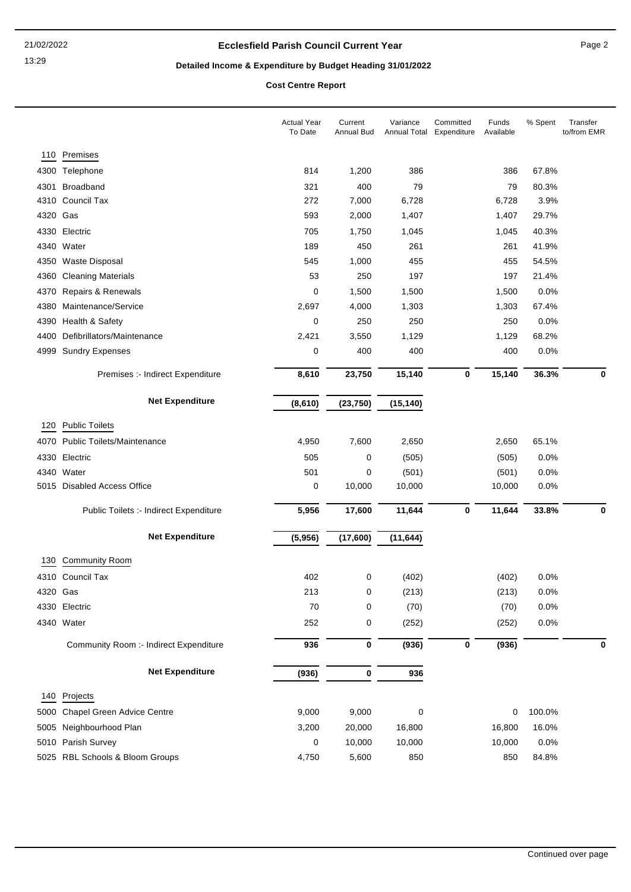# Ecclesfield Parish Council Current Year

## Detailed Income & Expenditure by Budget Heading 31/01/2022

### Cost Centre Report

| | | Actual Year To Date | Current Annual Bud | Variance Annual Total | Committed Expenditure | Funds Available | % Spent | Transfer to/from EMR |
|---|---|---|---|---|---|---|---|---|
| **110** | **Premises** | | | | | | | |
| 4300 | Telephone | 814 | 1,200 | 386 | | 386 | 67.8% | |
| 4301 | Broadband | 321 | 400 | 79 | | 79 | 80.3% | |
| 4310 | Council Tax | 272 | 7,000 | 6,728 | | 6,728 | 3.9% | |
| 4320 | Gas | 593 | 2,000 | 1,407 | | 1,407 | 29.7% | |
| 4330 | Electric | 705 | 1,750 | 1,045 | | 1,045 | 40.3% | |
| 4340 | Water | 189 | 450 | 261 | | 261 | 41.9% | |
| 4350 | Waste Disposal | 545 | 1,000 | 455 | | 455 | 54.5% | |
| 4360 | Cleaning Materials | 53 | 250 | 197 | | 197 | 21.4% | |
| 4370 | Repairs & Renewals | 0 | 1,500 | 1,500 | | 1,500 | 0.0% | |
| 4380 | Maintenance/Service | 2,697 | 4,000 | 1,303 | | 1,303 | 67.4% | |
| 4390 | Health & Safety | 0 | 250 | 250 | | 250 | 0.0% | |
| 4400 | Defibrillators/Maintenance | 2,421 | 3,550 | 1,129 | | 1,129 | 68.2% | |
| 4999 | Sundry Expenses | 0 | 400 | 400 | | 400 | 0.0% | |
| | Premises :- Indirect Expenditure | **8,610** | **23,750** | **15,140** | **0** | **15,140** | **36.3%** | **0** |
| | **Net Expenditure** | **(8,610)** | **(23,750)** | **(15,140)** | | | | |
| **120** | **Public Toilets** | | | | | | | |
| 4070 | Public Toilets/Maintenance | 4,950 | 7,600 | 2,650 | | 2,650 | 65.1% | |
| 4330 | Electric | 505 | 0 | (505) | | (505) | 0.0% | |
| 4340 | Water | 501 | 0 | (501) | | (501) | 0.0% | |
| 5015 | Disabled Access Office | 0 | 10,000 | 10,000 | | 10,000 | 0.0% | |
| | Public Toilets :- Indirect Expenditure | **5,956** | **17,600** | **11,644** | **0** | **11,644** | **33.8%** | **0** |
| | **Net Expenditure** | **(5,956)** | **(17,600)** | **(11,644)** | | | | |
| **130** | **Community Room** | | | | | | | |
| 4310 | Council Tax | 402 | 0 | (402) | | (402) | 0.0% | |
| 4320 | Gas | 213 | 0 | (213) | | (213) | 0.0% | |
| 4330 | Electric | 70 | 0 | (70) | | (70) | 0.0% | |
| 4340 | Water | 252 | 0 | (252) | | (252) | 0.0% | |
| | Community Room :- Indirect Expenditure | **936** | **0** | **(936)** | **0** | **(936)** | | **0** |
| | **Net Expenditure** | **(936)** | **0** | **936** | | | | |
| **140** | **Projects** | | | | | | | |
| 5000 | Chapel Green Advice Centre | 9,000 | 9,000 | 0 | | 0 | 100.0% | |
| 5005 | Neighbourhood Plan | 3,200 | 20,000 | 16,800 | | 16,800 | 16.0% | |
| 5010 | Parish Survey | 0 | 10,000 | 10,000 | | 10,000 | 0.0% | |
| 5025 | RBL Schools & Bloom Groups | 4,750 | 5,600 | 850 | | 850 | 84.8% | |

Continued over page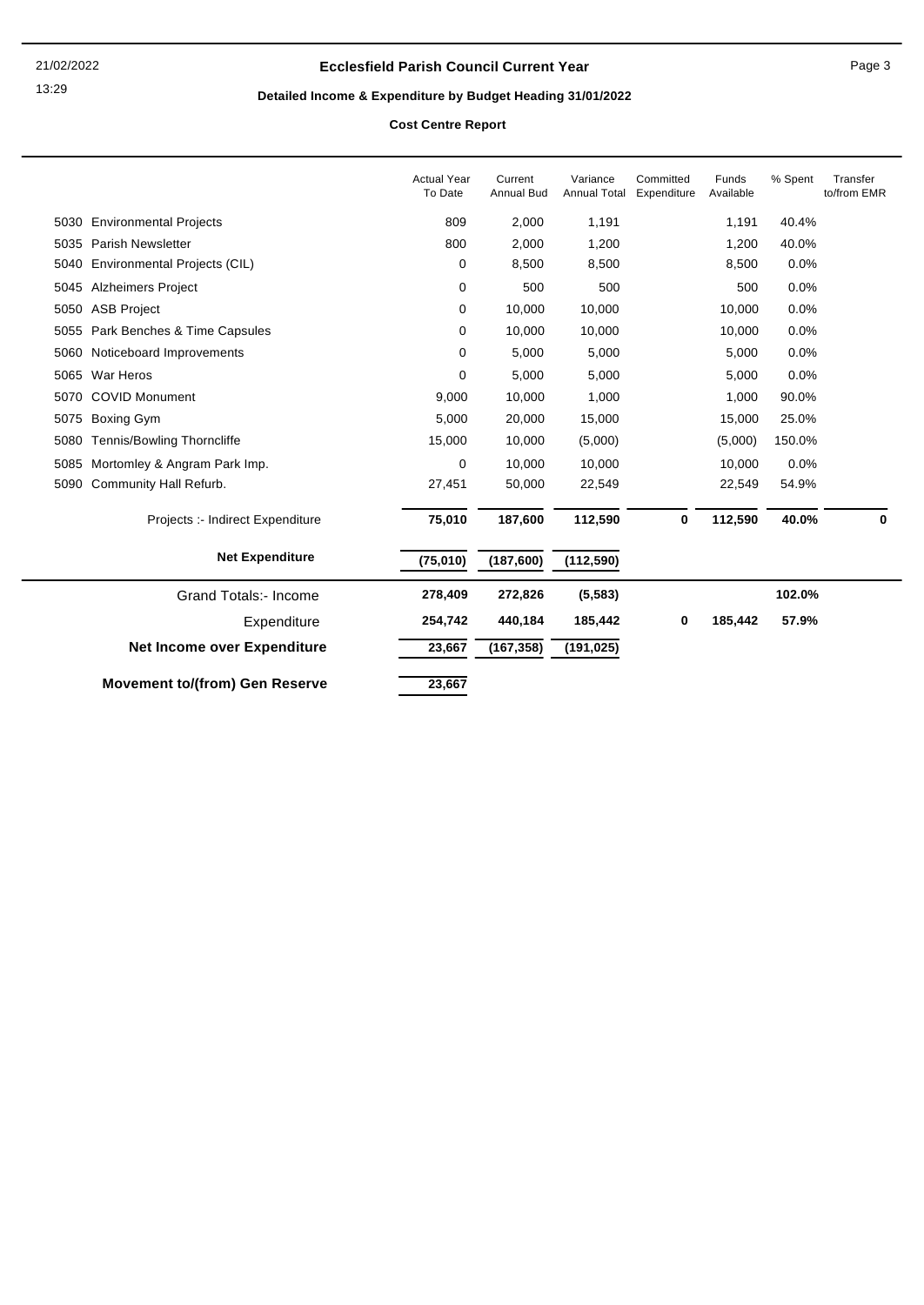# Ecclesfield Parish Council Current Year

## Detailed Income & Expenditure by Budget Heading 31/01/2022

### Cost Centre Report

| | Actual Year To Date | Current Annual Bud | Variance Annual Total | Committed Expenditure | Funds Available | % Spent | Transfer to/from EMR |
|---|---|---|---|---|---|---|---|
| 5030 Environmental Projects | 809 | 2,000 | 1,191 | | 1,191 | 40.4% | |
| 5035 Parish Newsletter | 800 | 2,000 | 1,200 | | 1,200 | 40.0% | |
| 5040 Environmental Projects (CIL) | 0 | 8,500 | 8,500 | | 8,500 | 0.0% | |
| 5045 Alzheimers Project | 0 | 500 | 500 | | 500 | 0.0% | |
| 5050 ASB Project | 0 | 10,000 | 10,000 | | 10,000 | 0.0% | |
| 5055 Park Benches & Time Capsules | 0 | 10,000 | 10,000 | | 10,000 | 0.0% | |
| 5060 Noticeboard Improvements | 0 | 5,000 | 5,000 | | 5,000 | 0.0% | |
| 5065 War Heros | 0 | 5,000 | 5,000 | | 5,000 | 0.0% | |
| 5070 COVID Monument | 9,000 | 10,000 | 1,000 | | 1,000 | 90.0% | |
| 5075 Boxing Gym | 5,000 | 20,000 | 15,000 | | 15,000 | 25.0% | |
| 5080 Tennis/Bowling Thorncliffe | 15,000 | 10,000 | (5,000) | | (5,000) | 150.0% | |
| 5085 Mortomley & Angram Park Imp. | 0 | 10,000 | 10,000 | | 10,000 | 0.0% | |
| 5090 Community Hall Refurb. | 27,451 | 50,000 | 22,549 | | 22,549 | 54.9% | |
| Projects :- Indirect Expenditure | **75,010** | **187,600** | **112,590** | **0** | **112,590** | **40.0%** | **0** |
| **Net Expenditure** | **(75,010)** | **(187,600)** | **(112,590)** | | | | |
| Grand Totals:- Income | **278,409** | **272,826** | **(5,583)** | | | **102.0%** | |
| Expenditure | **254,742** | **440,184** | **185,442** | **0** | **185,442** | **57.9%** | |
| **Net Income over Expenditure** | **23,667** | **(167,358)** | **(191,025)** | | | | |
| **Movement to/(from) Gen Reserve** | **23,667** | | | | | | |